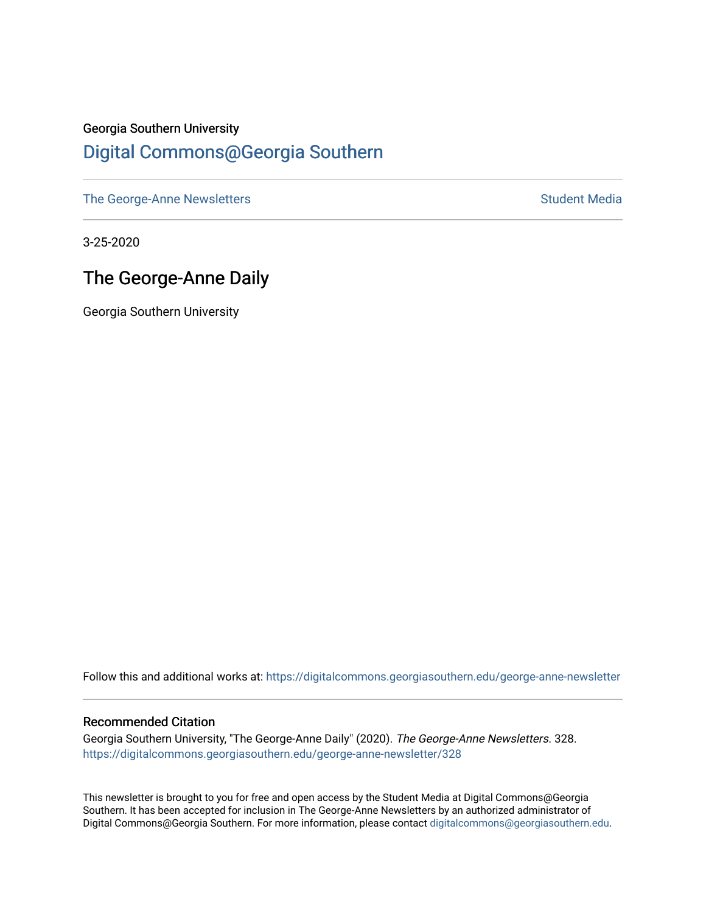Georgia Southern University

# Digital Commons@Georgia Southern

The George-Anne Newsletters | Student Media

3-25-2020

## The George-Anne Daily

Georgia Southern University

Follow this and additional works at: https://digitalcommons.georgiasouthern.edu/george-anne-newsletter

### Recommended Citation

Georgia Southern University, "The George-Anne Daily" (2020). *The George-Anne Newsletters*. 328.
https://digitalcommons.georgiasouthern.edu/george-anne-newsletter/328

This newsletter is brought to you for free and open access by the Student Media at Digital Commons@Georgia Southern. It has been accepted for inclusion in The George-Anne Newsletters by an authorized administrator of Digital Commons@Georgia Southern. For more information, please contact digitalcommons@georgiasouthern.edu.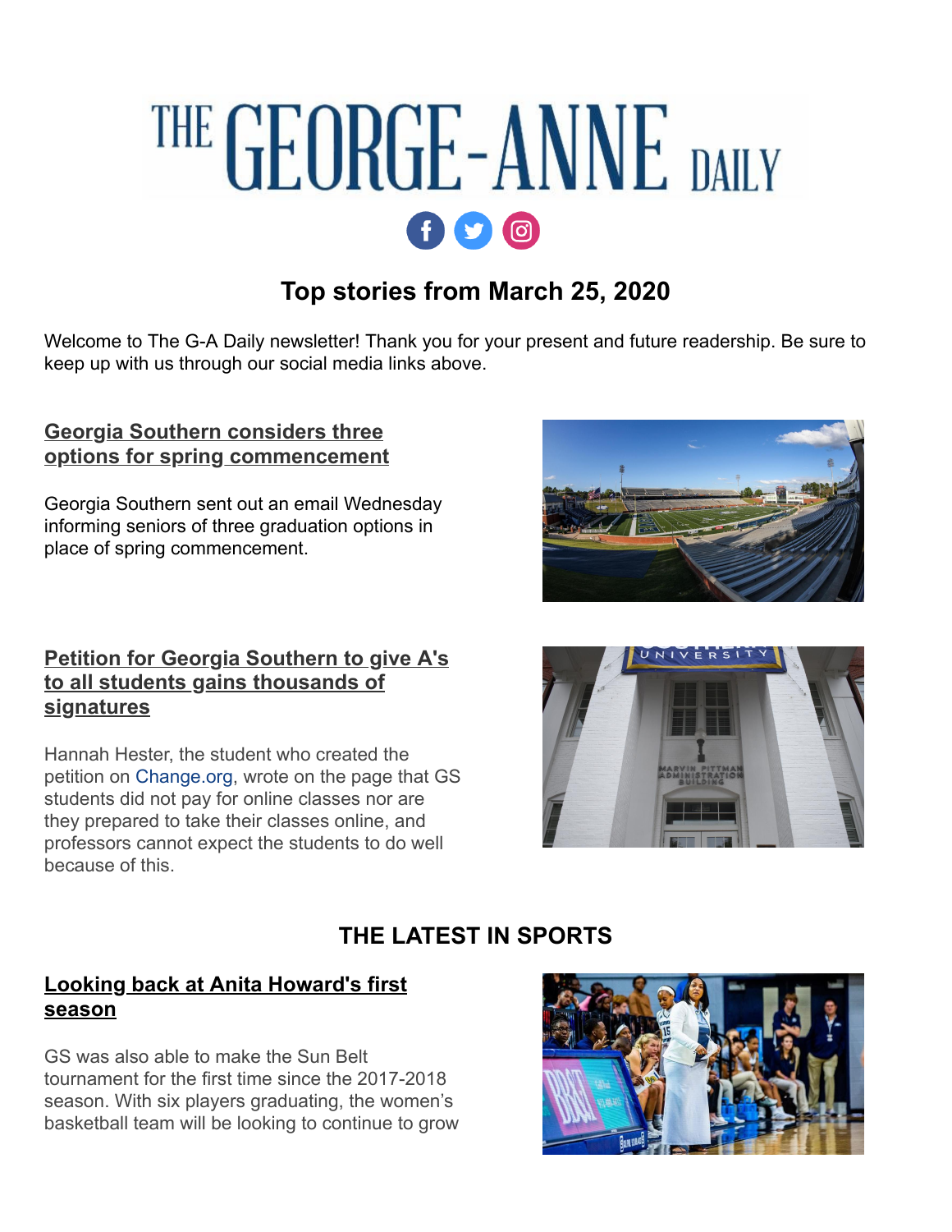# THE GEORGE-ANNE DAILY

## Top stories from March 25, 2020

Welcome to The G-A Daily newsletter! Thank you for your present and future readership. Be sure to keep up with us through our social media links above.

### Georgia Southern considers three options for spring commencement

Georgia Southern sent out an email Wednesday informing seniors of three graduation options in place of spring commencement.

### Petition for Georgia Southern to give A's to all students gains thousands of signatures

Hannah Hester, the student who created the petition on Change.org, wrote on the page that GS students did not pay for online classes nor are they prepared to take their classes online, and professors cannot expect the students to do well because of this.

## THE LATEST IN SPORTS

### Looking back at Anita Howard's first season

GS was also able to make the Sun Belt tournament for the first time since the 2017-2018 season. With six players graduating, the women's basketball team will be looking to continue to grow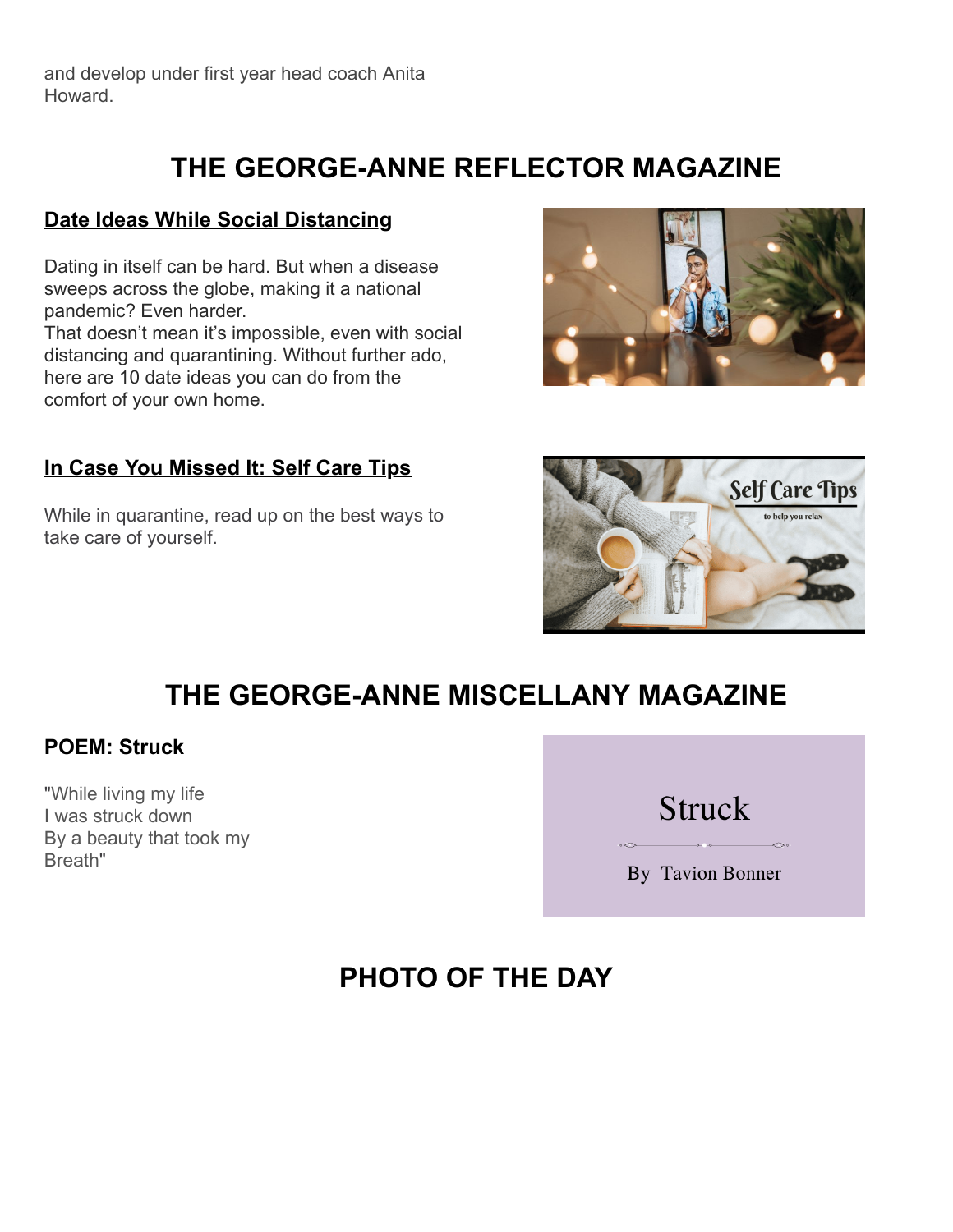and develop under first year head coach Anita Howard.

## THE GEORGE-ANNE REFLECTOR MAGAZINE

### Date Ideas While Social Distancing

Dating in itself can be hard. But when a disease sweeps across the globe, making it a national pandemic? Even harder.
That doesn't mean it's impossible, even with social distancing and quarantining. Without further ado, here are 10 date ideas you can do from the comfort of your own home.

### In Case You Missed It: Self Care Tips

While in quarantine, read up on the best ways to take care of yourself.

## THE GEORGE-ANNE MISCELLANY MAGAZINE

### POEM: Struck

"While living my life
I was struck down
By a beauty that took my
Breath"

## PHOTO OF THE DAY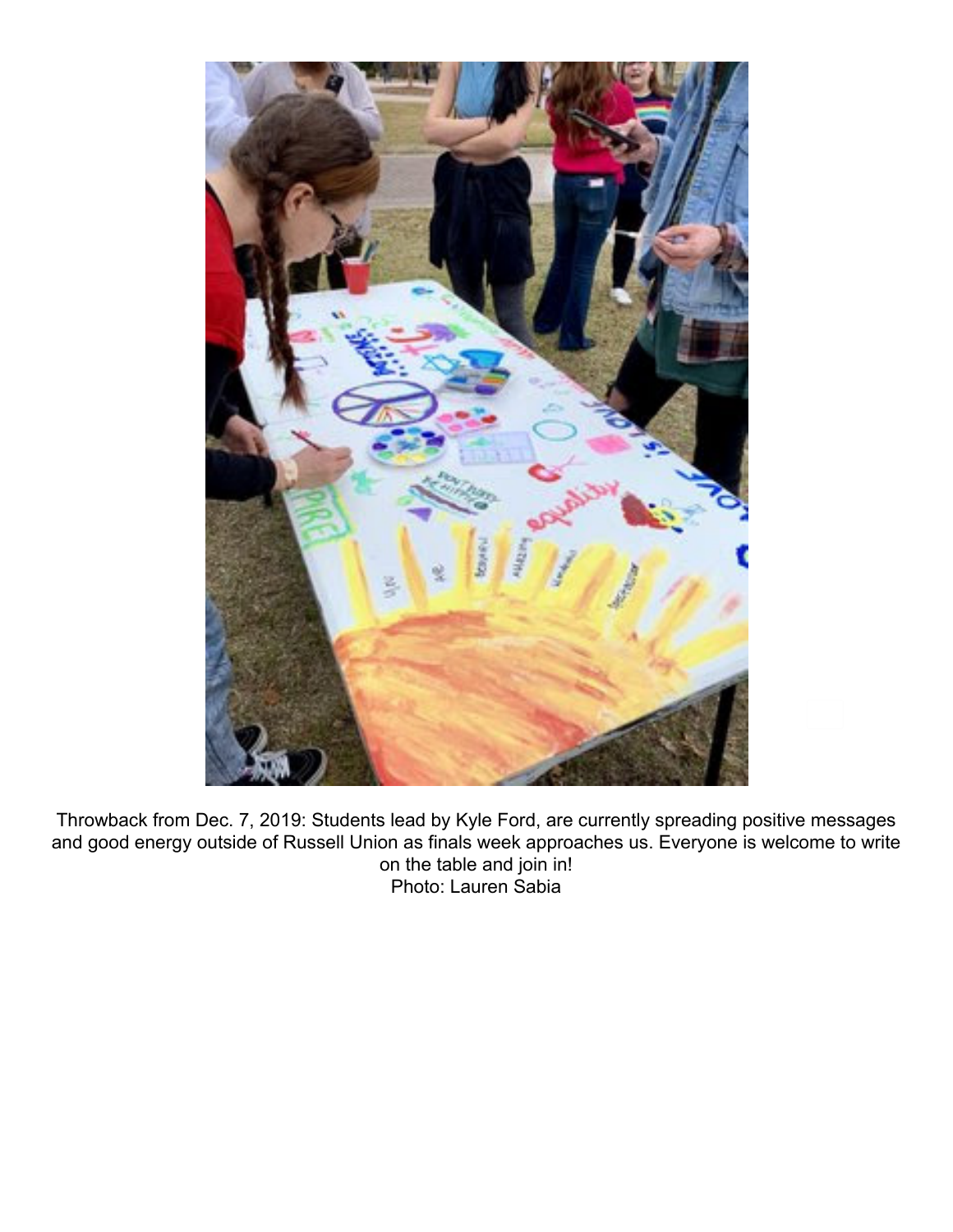Throwback from Dec. 7, 2019: Students lead by Kyle Ford, are currently spreading positive messages and good energy outside of Russell Union as finals week approaches us. Everyone is welcome to write on the table and join in!
Photo: Lauren Sabia